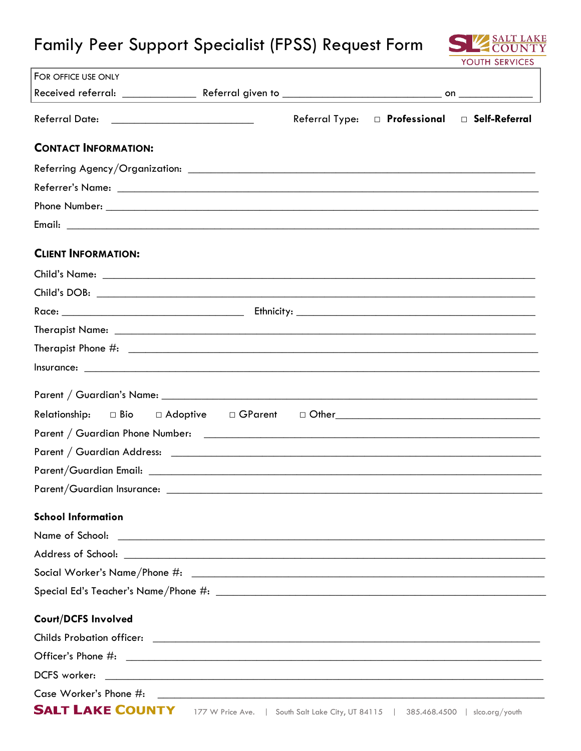# Family Peer Support Specialist (FPSS) Request Form

SALT LAKE COUNTY
YOUTH SERVICES

FOR OFFICE USE ONLY
Received referral: ____________ Referral given to ________________________ on ____________

Referral Date: ______________________ Referral Type: ☐ **Professional** ☐ **Self-Referral**

## CONTACT INFORMATION:

Referring Agency/Organization: ____________________________________________

Referrer's Name: ____________________________________________

Phone Number: ____________________________________________

Email: ____________________________________________

## CLIENT INFORMATION:

Child's Name: ____________________________________________

Child's DOB: ____________________________________________

Race: ______________________ Ethnicity: ______________________

Therapist Name: ____________________________________________

Therapist Phone #: ____________________________________________

Insurance: ____________________________________________

Parent / Guardian's Name: ____________________________________________

Relationship: ☐ Bio ☐ Adoptive ☐ GParent ☐ Other______________________

Parent / Guardian Phone Number: ____________________________________________

Parent / Guardian Address: ____________________________________________

Parent/Guardian Email: ____________________________________________

Parent/Guardian Insurance: ____________________________________________

### School Information

Name of School: ____________________________________________

Address of School: ____________________________________________

Social Worker's Name/Phone #: ____________________________________________

Special Ed's Teacher's Name/Phone #: ____________________________________________

### Court/DCFS Involved

Childs Probation officer: ____________________________________________

Officer's Phone #: ____________________________________________

DCFS worker: ____________________________________________

Case Worker's Phone #: ____________________________________________

**SALT LAKE COUNTY** 177 W Price Ave. | South Salt Lake City, UT 84115 | 385.468.4500 | slco.org/youth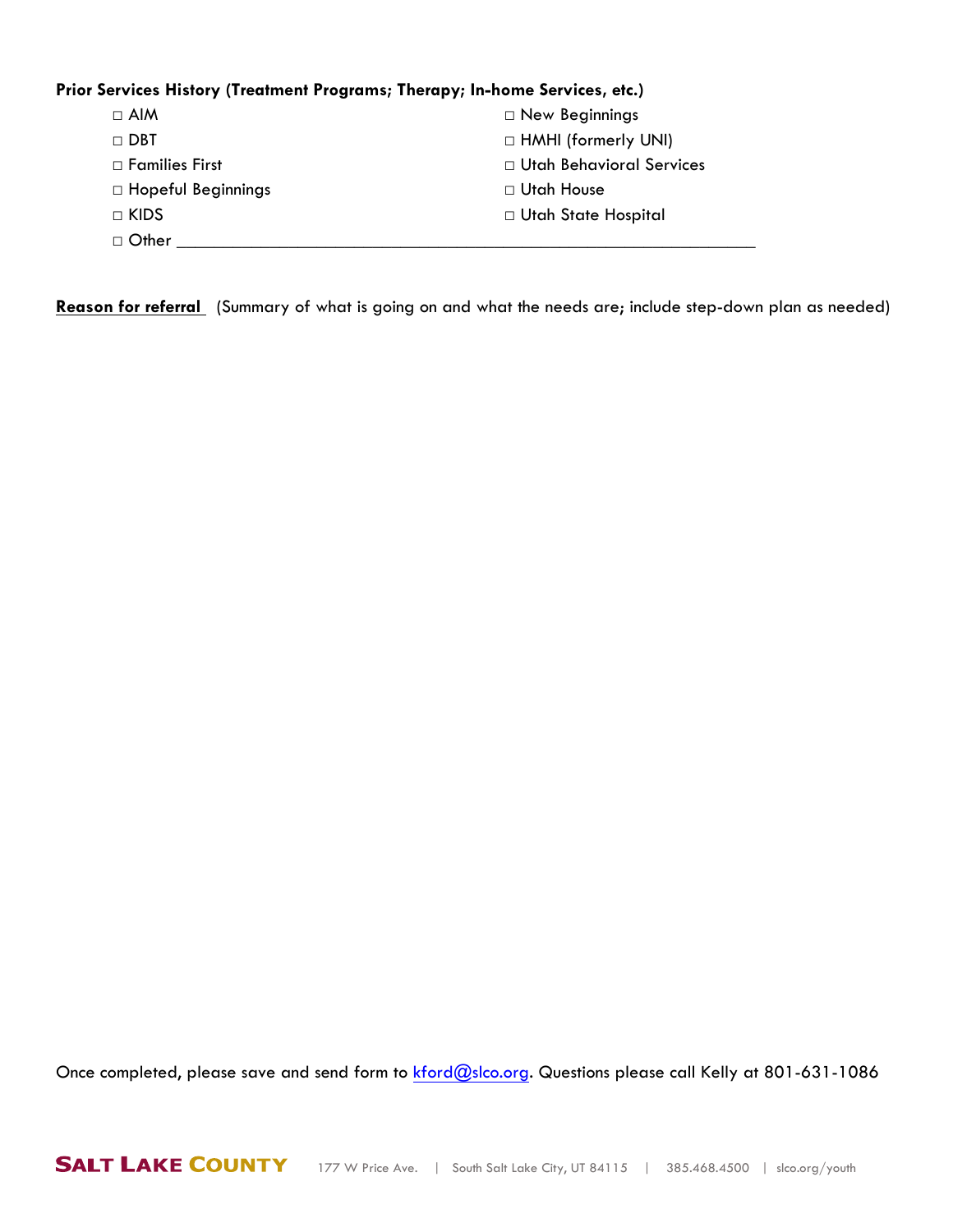**Prior Services History (Treatment Programs; Therapy; In-home Services, etc.)**

- □ AIM
- □ DBT
- □ Families First
- □ Hopeful Beginnings
- □ KIDS
- □ New Beginnings
- □ HMHI (formerly UNI)
- □ Utah Behavioral Services
- □ Utah House
- □ Utah State Hospital
- □ Other ____________________________________________________________

**Reason for referral** (Summary of what is going on and what the needs are; include step-down plan as needed)

Once completed, please save and send form to kford@slco.org. Questions please call Kelly at 801-631-1086

**SALT LAKE COUNTY** 177 W Price Ave. | South Salt Lake City, UT 84115 | 385.468.4500 | slco.org/youth